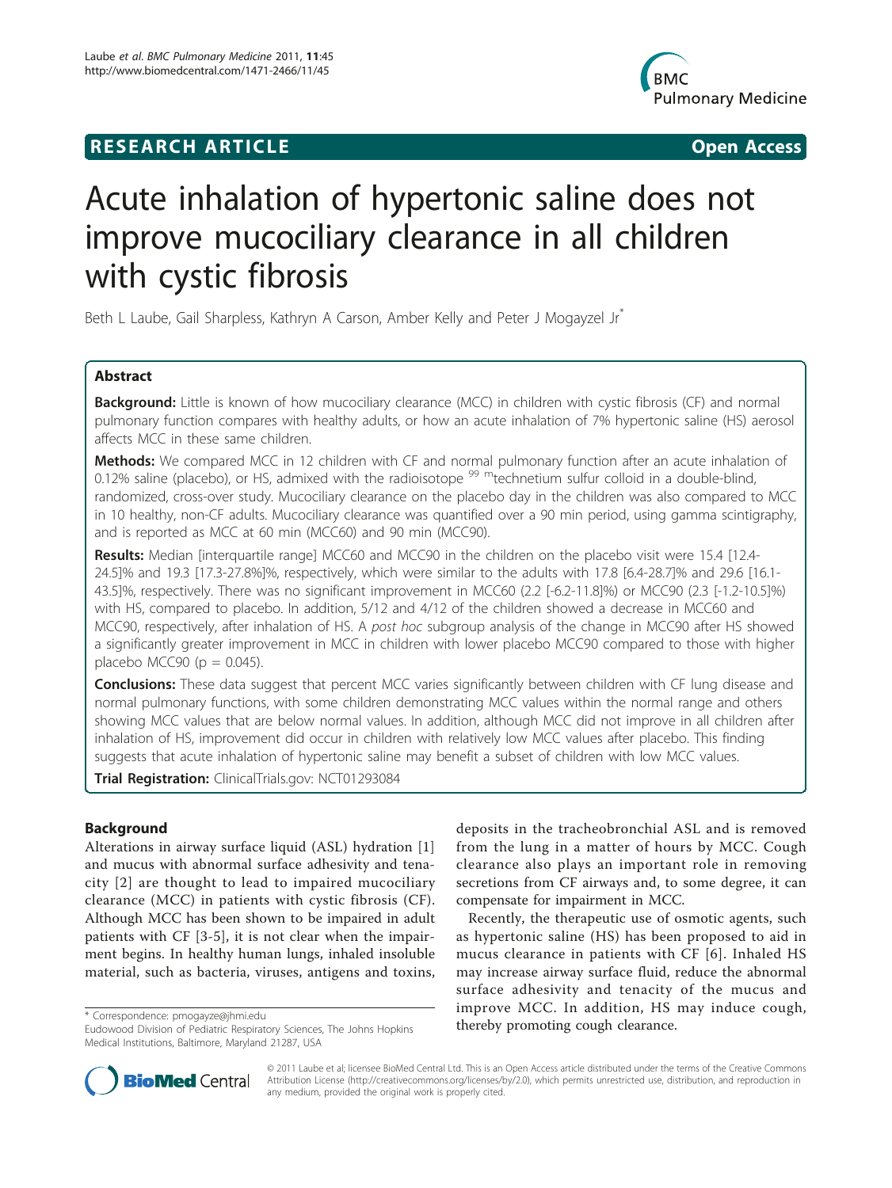**RESEARCH ARTICLE** **Open Access**

# Acute inhalation of hypertonic saline does not improve mucociliary clearance in all children with cystic fibrosis

Beth L Laube, Gail Sharpless, Kathryn A Carson, Amber Kelly and Peter J Mogayzel Jr*

## Abstract

**Background:** Little is known of how mucociliary clearance (MCC) in children with cystic fibrosis (CF) and normal pulmonary function compares with healthy adults, or how an acute inhalation of 7% hypertonic saline (HS) aerosol affects MCC in these same children.

**Methods:** We compared MCC in 12 children with CF and normal pulmonary function after an acute inhalation of 0.12% saline (placebo), or HS, admixed with the radioisotope $^{99m}$technetium sulfur colloid in a double-blind, randomized, cross-over study. Mucociliary clearance on the placebo day in the children was also compared to MCC in 10 healthy, non-CF adults. Mucociliary clearance was quantified over a 90 min period, using gamma scintigraphy, and is reported as MCC at 60 min (MCC60) and 90 min (MCC90).

**Results:** Median [interquartile range] MCC60 and MCC90 in the children on the placebo visit were 15.4 [12.4-24.5]% and 19.3 [17.3-27.8%]%, respectively, which were similar to the adults with 17.8 [6.4-28.7]% and 29.6 [16.1-43.5]%, respectively. There was no significant improvement in MCC60 (2.2 [-6.2-11.8]%) or MCC90 (2.3 [-1.2-10.5]%) with HS, compared to placebo. In addition, 5/12 and 4/12 of the children showed a decrease in MCC60 and MCC90, respectively, after inhalation of HS. A *post hoc* subgroup analysis of the change in MCC90 after HS showed a significantly greater improvement in MCC in children with lower placebo MCC90 compared to those with higher placebo MCC90 ($p = 0.045$).

**Conclusions:** These data suggest that percent MCC varies significantly between children with CF lung disease and normal pulmonary functions, with some children demonstrating MCC values within the normal range and others showing MCC values that are below normal values. In addition, although MCC did not improve in all children after inhalation of HS, improvement did occur in children with relatively low MCC values after placebo. This finding suggests that acute inhalation of hypertonic saline may benefit a subset of children with low MCC values.

**Trial Registration:** ClinicalTrials.gov: NCT01293084

## Background

Alterations in airway surface liquid (ASL) hydration [1] and mucus with abnormal surface adhesivity and tenacity [2] are thought to lead to impaired mucociliary clearance (MCC) in patients with cystic fibrosis (CF). Although MCC has been shown to be impaired in adult patients with CF [3-5], it is not clear when the impairment begins. In healthy human lungs, inhaled insoluble material, such as bacteria, viruses, antigens and toxins, deposits in the tracheobronchial ASL and is removed from the lung in a matter of hours by MCC. Cough clearance also plays an important role in removing secretions from CF airways and, to some degree, it can compensate for impairment in MCC.

Recently, the therapeutic use of osmotic agents, such as hypertonic saline (HS) has been proposed to aid in mucus clearance in patients with CF [6]. Inhaled HS may increase airway surface fluid, reduce the abnormal surface adhesivity and tenacity of the mucus and improve MCC. In addition, HS may induce cough, thereby promoting cough clearance.

* Correspondence: pmogayze@jhmi.edu
Eudowood Division of Pediatric Respiratory Sciences, The Johns Hopkins Medical Institutions, Baltimore, Maryland 21287, USA

© 2011 Laube et al; licensee BioMed Central Ltd. This is an Open Access article distributed under the terms of the Creative Commons Attribution License (http://creativecommons.org/licenses/by/2.0), which permits unrestricted use, distribution, and reproduction in any medium, provided the original work is properly cited.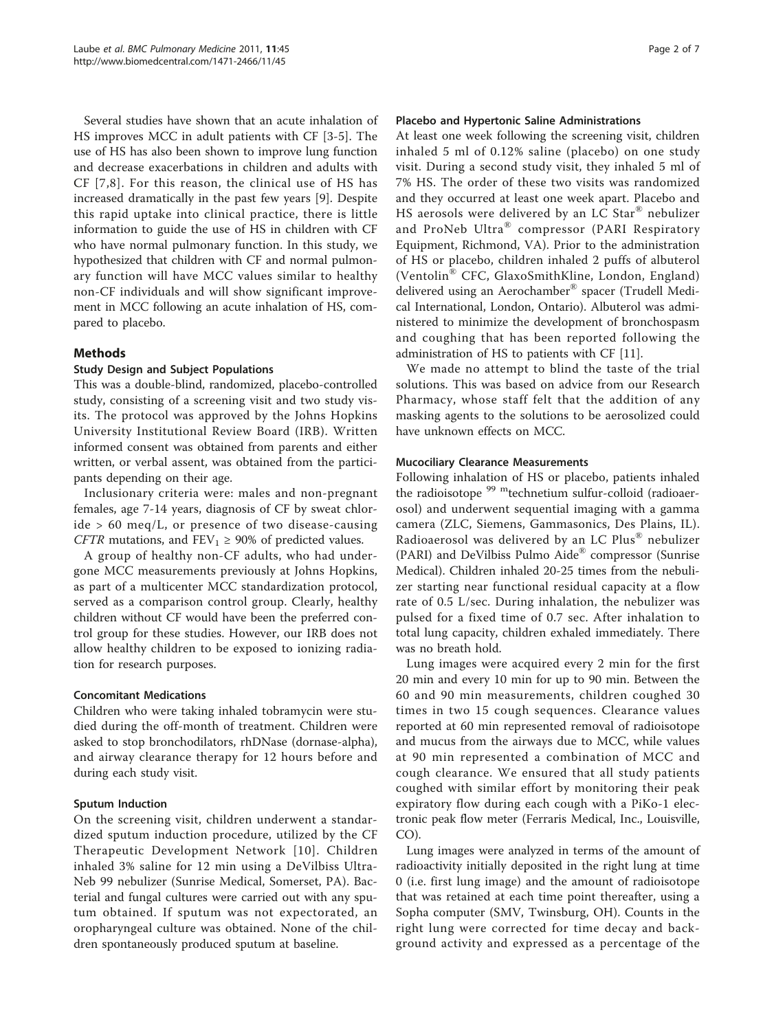Several studies have shown that an acute inhalation of HS improves MCC in adult patients with CF [3-5]. The use of HS has also been shown to improve lung function and decrease exacerbations in children and adults with CF [7,8]. For this reason, the clinical use of HS has increased dramatically in the past few years [9]. Despite this rapid uptake into clinical practice, there is little information to guide the use of HS in children with CF who have normal pulmonary function. In this study, we hypothesized that children with CF and normal pulmonary function will have MCC values similar to healthy non-CF individuals and will show significant improvement in MCC following an acute inhalation of HS, compared to placebo.

## Methods

### Study Design and Subject Populations

This was a double-blind, randomized, placebo-controlled study, consisting of a screening visit and two study visits. The protocol was approved by the Johns Hopkins University Institutional Review Board (IRB). Written informed consent was obtained from parents and either written, or verbal assent, was obtained from the participants depending on their age.

Inclusionary criteria were: males and non-pregnant females, age 7-14 years, diagnosis of CF by sweat chloride > 60 meq/L, or presence of two disease-causing *CFTR* mutations, and $FEV_1 \geq 90\%$ of predicted values.

A group of healthy non-CF adults, who had undergone MCC measurements previously at Johns Hopkins, as part of a multicenter MCC standardization protocol, served as a comparison control group. Clearly, healthy children without CF would have been the preferred control group for these studies. However, our IRB does not allow healthy children to be exposed to ionizing radiation for research purposes.

### Concomitant Medications

Children who were taking inhaled tobramycin were studied during the off-month of treatment. Children were asked to stop bronchodilators, rhDNase (dornase-alpha), and airway clearance therapy for 12 hours before and during each study visit.

### Sputum Induction

On the screening visit, children underwent a standardized sputum induction procedure, utilized by the CF Therapeutic Development Network [10]. Children inhaled 3% saline for 12 min using a DeVilbiss Ultra-Neb 99 nebulizer (Sunrise Medical, Somerset, PA). Bacterial and fungal cultures were carried out with any sputum obtained. If sputum was not expectorated, an oropharyngeal culture was obtained. None of the children spontaneously produced sputum at baseline.

### Placebo and Hypertonic Saline Administrations

At least one week following the screening visit, children inhaled 5 ml of 0.12% saline (placebo) on one study visit. During a second study visit, they inhaled 5 ml of 7% HS. The order of these two visits was randomized and they occurred at least one week apart. Placebo and HS aerosols were delivered by an LC Star® nebulizer and ProNeb Ultra® compressor (PARI Respiratory Equipment, Richmond, VA). Prior to the administration of HS or placebo, children inhaled 2 puffs of albuterol (Ventolin® CFC, GlaxoSmithKline, London, England) delivered using an Aerochamber® spacer (Trudell Medical International, London, Ontario). Albuterol was administered to minimize the development of bronchospasm and coughing that has been reported following the administration of HS to patients with CF [11].

We made no attempt to blind the taste of the trial solutions. This was based on advice from our Research Pharmacy, whose staff felt that the addition of any masking agents to the solutions to be aerosolized could have unknown effects on MCC.

### Mucociliary Clearance Measurements

Following inhalation of HS or placebo, patients inhaled the radioisotope $^{99m}$technetium sulfur-colloid (radioaerosol) and underwent sequential imaging with a gamma camera (ZLC, Siemens, Gammasonics, Des Plains, IL). Radioaerosol was delivered by an LC Plus® nebulizer (PARI) and DeVilbiss Pulmo Aide® compressor (Sunrise Medical). Children inhaled 20-25 times from the nebulizer starting near functional residual capacity at a flow rate of 0.5 L/sec. During inhalation, the nebulizer was pulsed for a fixed time of 0.7 sec. After inhalation to total lung capacity, children exhaled immediately. There was no breath hold.

Lung images were acquired every 2 min for the first 20 min and every 10 min for up to 90 min. Between the 60 and 90 min measurements, children coughed 30 times in two 15 cough sequences. Clearance values reported at 60 min represented removal of radioisotope and mucus from the airways due to MCC, while values at 90 min represented a combination of MCC and cough clearance. We ensured that all study patients coughed with similar effort by monitoring their peak expiratory flow during each cough with a PiKo-1 electronic peak flow meter (Ferraris Medical, Inc., Louisville, CO).

Lung images were analyzed in terms of the amount of radioactivity initially deposited in the right lung at time 0 (i.e. first lung image) and the amount of radioisotope that was retained at each time point thereafter, using a Sopha computer (SMV, Twinsburg, OH). Counts in the right lung were corrected for time decay and background activity and expressed as a percentage of the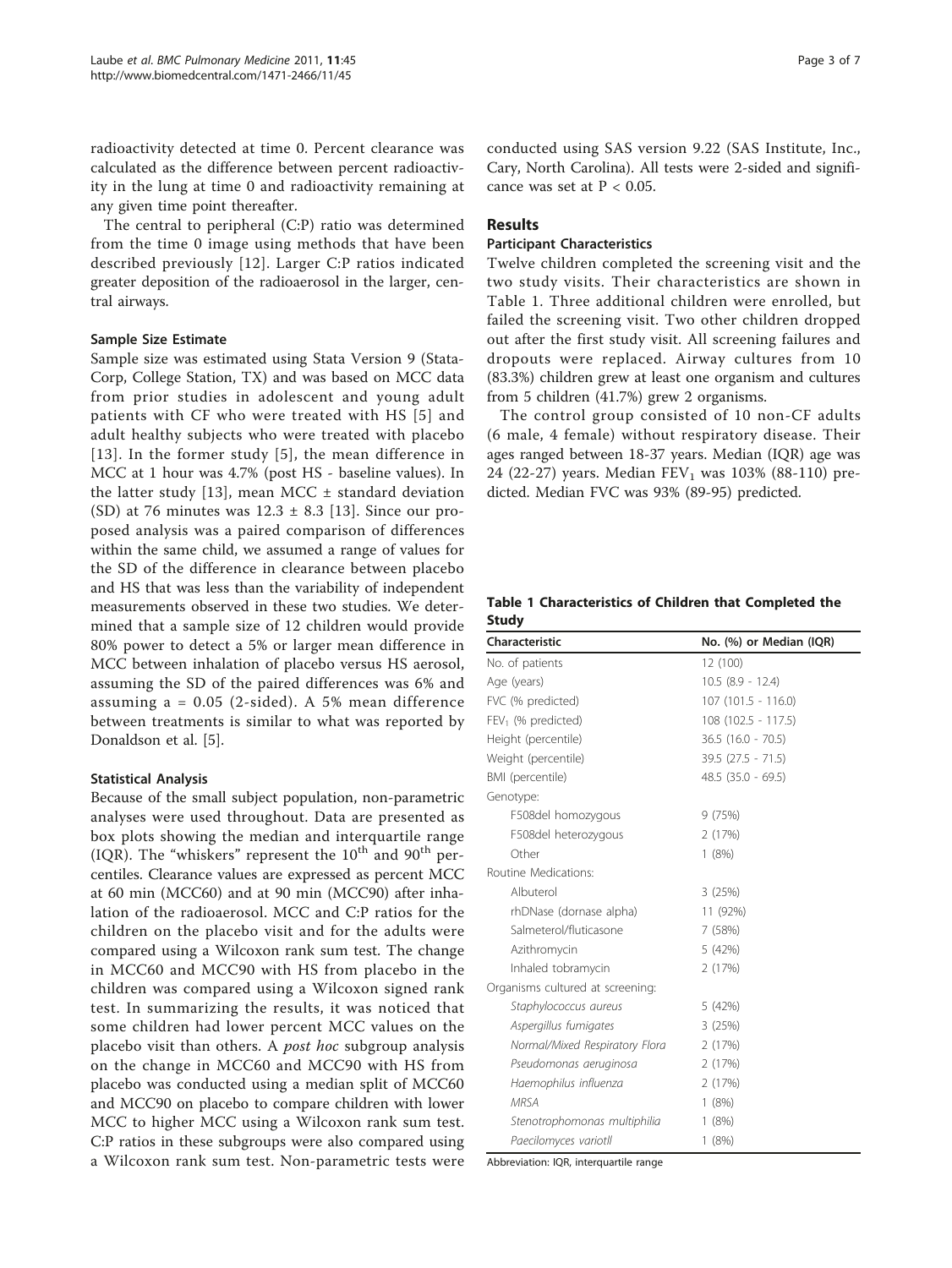radioactivity detected at time 0. Percent clearance was calculated as the difference between percent radioactivity in the lung at time 0 and radioactivity remaining at any given time point thereafter.

The central to peripheral (C:P) ratio was determined from the time 0 image using methods that have been described previously [12]. Larger C:P ratios indicated greater deposition of the radioaerosol in the larger, central airways.

### Sample Size Estimate

Sample size was estimated using Stata Version 9 (StataCorp, College Station, TX) and was based on MCC data from prior studies in adolescent and young adult patients with CF who were treated with HS [5] and adult healthy subjects who were treated with placebo [13]. In the former study [5], the mean difference in MCC at 1 hour was 4.7% (post HS - baseline values). In the latter study [13], mean MCC ± standard deviation (SD) at 76 minutes was 12.3 ± 8.3 [13]. Since our proposed analysis was a paired comparison of differences within the same child, we assumed a range of values for the SD of the difference in clearance between placebo and HS that was less than the variability of independent measurements observed in these two studies. We determined that a sample size of 12 children would provide 80% power to detect a 5% or larger mean difference in MCC between inhalation of placebo versus HS aerosol, assuming the SD of the paired differences was 6% and assuming a = 0.05 (2-sided). A 5% mean difference between treatments is similar to what was reported by Donaldson et al. [5].

### Statistical Analysis

Because of the small subject population, non-parametric analyses were used throughout. Data are presented as box plots showing the median and interquartile range (IQR). The "whiskers" represent the $10^{th}$ and $90^{th}$ percentiles. Clearance values are expressed as percent MCC at 60 min (MCC60) and at 90 min (MCC90) after inhalation of the radioaerosol. MCC and C:P ratios for the children on the placebo visit and for the adults were compared using a Wilcoxon rank sum test. The change in MCC60 and MCC90 with HS from placebo in the children was compared using a Wilcoxon signed rank test. In summarizing the results, it was noticed that some children had lower percent MCC values on the placebo visit than others. A *post hoc* subgroup analysis on the change in MCC60 and MCC90 with HS from placebo was conducted using a median split of MCC60 and MCC90 on placebo to compare children with lower MCC to higher MCC using a Wilcoxon rank sum test. C:P ratios in these subgroups were also compared using a Wilcoxon rank sum test. Non-parametric tests were conducted using SAS version 9.22 (SAS Institute, Inc., Cary, North Carolina). All tests were 2-sided and significance was set at $P < 0.05$.

## Results

### Participant Characteristics

Twelve children completed the screening visit and the two study visits. Their characteristics are shown in Table 1. Three additional children were enrolled, but failed the screening visit. Two other children dropped out after the first study visit. All screening failures and dropouts were replaced. Airway cultures from 10 (83.3%) children grew at least one organism and cultures from 5 children (41.7%) grew 2 organisms.

The control group consisted of 10 non-CF adults (6 male, 4 female) without respiratory disease. Their ages ranged between 18-37 years. Median (IQR) age was 24 (22-27) years. Median $FEV_1$ was 103% (88-110) predicted. Median FVC was 93% (89-95) predicted.

**Table 1 Characteristics of Children that Completed the Study**

| Characteristic | No. (%) or Median (IQR) |
|---|---|
| No. of patients | 12 (100) |
| Age (years) | 10.5 (8.9 - 12.4) |
| FVC (% predicted) | 107 (101.5 - 116.0) |
| $FEV_1$ (% predicted) | 108 (102.5 - 117.5) |
| Height (percentile) | 36.5 (16.0 - 70.5) |
| Weight (percentile) | 39.5 (27.5 - 71.5) |
| BMI (percentile) | 48.5 (35.0 - 69.5) |
| Genotype: | |
| F508del homozygous | 9 (75%) |
| F508del heterozygous | 2 (17%) |
| Other | 1 (8%) |
| Routine Medications: | |
| Albuterol | 3 (25%) |
| rhDNase (dornase alpha) | 11 (92%) |
| Salmeterol/fluticasone | 7 (58%) |
| Azithromycin | 5 (42%) |
| Inhaled tobramycin | 2 (17%) |
| Organisms cultured at screening: | |
| *Staphylococcus aureus* | 5 (42%) |
| *Aspergillus fumigates* | 3 (25%) |
| *Normal/Mixed Respiratory Flora* | 2 (17%) |
| *Pseudomonas aeruginosa* | 2 (17%) |
| *Haemophilus influenza* | 2 (17%) |
| *MRSA* | 1 (8%) |
| *Stenotrophomonas multiphilia* | 1 (8%) |
| *Paecilomyces variotll* | 1 (8%) |

Abbreviation: IQR, interquartile range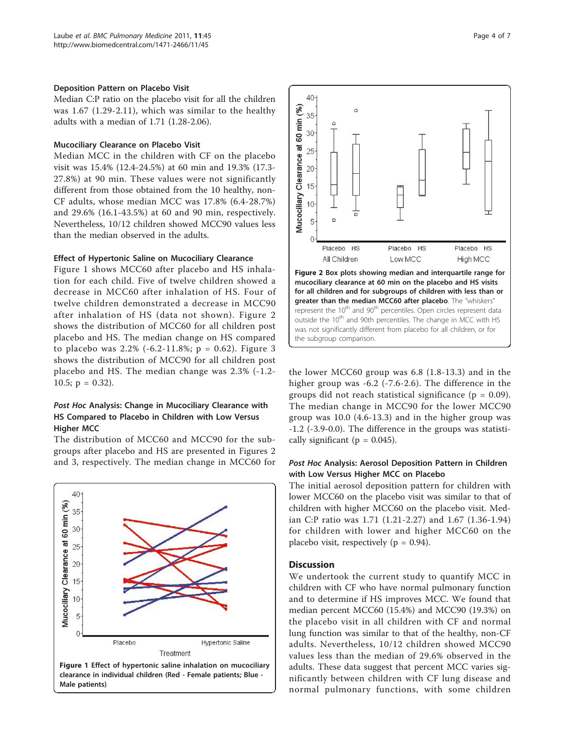### Deposition Pattern on Placebo Visit

Median C:P ratio on the placebo visit for all the children was 1.67 (1.29-2.11), which was similar to the healthy adults with a median of 1.71 (1.28-2.06).

### Mucociliary Clearance on Placebo Visit

Median MCC in the children with CF on the placebo visit was 15.4% (12.4-24.5%) at 60 min and 19.3% (17.3-27.8%) at 90 min. These values were not significantly different from those obtained from the 10 healthy, non-CF adults, whose median MCC was 17.8% (6.4-28.7%) and 29.6% (16.1-43.5%) at 60 and 90 min, respectively. Nevertheless, 10/12 children showed MCC90 values less than the median observed in the adults.

### Effect of Hypertonic Saline on Mucociliary Clearance

Figure 1 shows MCC60 after placebo and HS inhalation for each child. Five of twelve children showed a decrease in MCC60 after inhalation of HS. Four of twelve children demonstrated a decrease in MCC90 after inhalation of HS (data not shown). Figure 2 shows the distribution of MCC60 for all children post placebo and HS. The median change on HS compared to placebo was 2.2% (-6.2-11.8%; $p = 0.62$). Figure 3 shows the distribution of MCC90 for all children post placebo and HS. The median change was 2.3% (-1.2-10.5; $p = 0.32$).

### *Post Hoc* Analysis: Change in Mucociliary Clearance with HS Compared to Placebo in Children with Low Versus Higher MCC

The distribution of MCC60 and MCC90 for the subgroups after placebo and HS are presented in Figures 2 and 3, respectively. The median change in MCC60 for the lower MCC60 group was 6.8 (1.8-13.3) and in the higher group was -6.2 (-7.6-2.6). The difference in the groups did not reach statistical significance ($p = 0.09$). The median change in MCC90 for the lower MCC90 group was 10.0 (4.6-13.3) and in the higher group was -1.2 (-3.9-0.0). The difference in the groups was statistically significant ($p = 0.045$).

**Figure 1 Effect of hypertonic saline inhalation on mucociliary clearance in individual children (Red - Female patients; Blue - Male patients)**.

**Figure 2 Box plots showing median and interquartile range for mucociliary clearance at 60 min on the placebo and HS visits for all children and for subgroups of children with less than or greater than the median MCC60 after placebo**. The "whiskers" represent the 10[th] and 90[th] percentiles. Open circles represent data outside the 10[th] and 90th percentiles. The change in MCC with HS was not significantly different from placebo for all children, or for the subgroup comparison.

### *Post Hoc* Analysis: Aerosol Deposition Pattern in Children with Low Versus Higher MCC on Placebo

The initial aerosol deposition pattern for children with lower MCC60 on the placebo visit was similar to that of children with higher MCC60 on the placebo visit. Median C:P ratio was 1.71 (1.21-2.27) and 1.67 (1.36-1.94) for children with lower and higher MCC60 on the placebo visit, respectively ($p = 0.94$).

## Discussion

We undertook the current study to quantify MCC in children with CF who have normal pulmonary function and to determine if HS improves MCC. We found that median percent MCC60 (15.4%) and MCC90 (19.3%) on the placebo visit in all children with CF and normal lung function was similar to that of the healthy, non-CF adults. Nevertheless, 10/12 children showed MCC90 values less than the median of 29.6% observed in the adults. These data suggest that percent MCC varies significantly between children with CF lung disease and normal pulmonary functions, with some children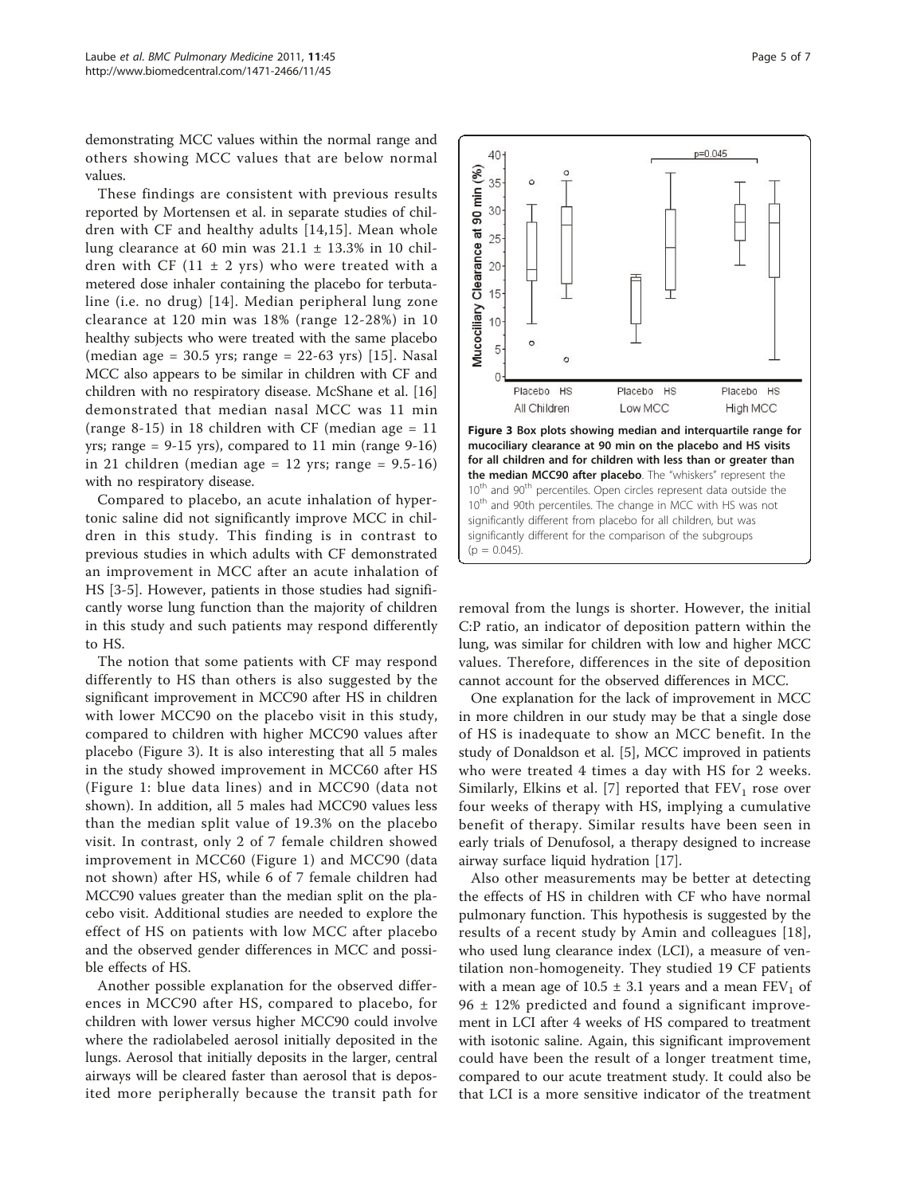demonstrating MCC values within the normal range and others showing MCC values that are below normal values.

These findings are consistent with previous results reported by Mortensen et al. in separate studies of children with CF and healthy adults [14,15]. Mean whole lung clearance at 60 min was 21.1 ± 13.3% in 10 children with CF (11 ± 2 yrs) who were treated with a metered dose inhaler containing the placebo for terbutaline (i.e. no drug) [14]. Median peripheral lung zone clearance at 120 min was 18% (range 12-28%) in 10 healthy subjects who were treated with the same placebo (median age = 30.5 yrs; range = 22-63 yrs) [15]. Nasal MCC also appears to be similar in children with CF and children with no respiratory disease. McShane et al. [16] demonstrated that median nasal MCC was 11 min (range 8-15) in 18 children with CF (median age = 11 yrs; range = 9-15 yrs), compared to 11 min (range 9-16) in 21 children (median age = 12 yrs; range = 9.5-16) with no respiratory disease.

Compared to placebo, an acute inhalation of hypertonic saline did not significantly improve MCC in children in this study. This finding is in contrast to previous studies in which adults with CF demonstrated an improvement in MCC after an acute inhalation of HS [3-5]. However, patients in those studies had significantly worse lung function than the majority of children in this study and such patients may respond differently to HS.

The notion that some patients with CF may respond differently to HS than others is also suggested by the significant improvement in MCC90 after HS in children with lower MCC90 on the placebo visit in this study, compared to children with higher MCC90 values after placebo (Figure 3). It is also interesting that all 5 males in the study showed improvement in MCC60 after HS (Figure 1: blue data lines) and in MCC90 (data not shown). In addition, all 5 males had MCC90 values less than the median split value of 19.3% on the placebo visit. In contrast, only 2 of 7 female children showed improvement in MCC60 (Figure 1) and MCC90 (data not shown) after HS, while 6 of 7 female children had MCC90 values greater than the median split on the placebo visit. Additional studies are needed to explore the effect of HS on patients with low MCC after placebo and the observed gender differences in MCC and possible effects of HS.

Another possible explanation for the observed differences in MCC90 after HS, compared to placebo, for children with lower versus higher MCC90 could involve where the radiolabeled aerosol initially deposited in the lungs. Aerosol that initially deposits in the larger, central airways will be cleared faster than aerosol that is deposited more peripherally because the transit path for removal from the lungs is shorter. However, the initial C:P ratio, an indicator of deposition pattern within the lung, was similar for children with low and higher MCC values. Therefore, differences in the site of deposition cannot account for the observed differences in MCC.

**Figure 3 Box plots showing median and interquartile range for mucociliary clearance at 90 min on the placebo and HS visits for all children and for children with less than or greater than the median MCC90 after placebo**. The "whiskers" represent the 10th and 90th percentiles. Open circles represent data outside the 10th and 90th percentiles. The change in MCC with HS was not significantly different from placebo for all children, but was significantly different for the comparison of the subgroups ($p = 0.045$).

One explanation for the lack of improvement in MCC in more children in our study may be that a single dose of HS is inadequate to show an MCC benefit. In the study of Donaldson et al. [5], MCC improved in patients who were treated 4 times a day with HS for 2 weeks. Similarly, Elkins et al. [7] reported that $FEV_1$ rose over four weeks of therapy with HS, implying a cumulative benefit of therapy. Similar results have been seen in early trials of Denufosol, a therapy designed to increase airway surface liquid hydration [17].

Also other measurements may be better at detecting the effects of HS in children with CF who have normal pulmonary function. This hypothesis is suggested by the results of a recent study by Amin and colleagues [18], who used lung clearance index (LCI), a measure of ventilation non-homogeneity. They studied 19 CF patients with a mean age of 10.5 ± 3.1 years and a mean $FEV_1$ of 96 ± 12% predicted and found a significant improvement in LCI after 4 weeks of HS compared to treatment with isotonic saline. Again, this significant improvement could have been the result of a longer treatment time, compared to our acute treatment study. It could also be that LCI is a more sensitive indicator of the treatment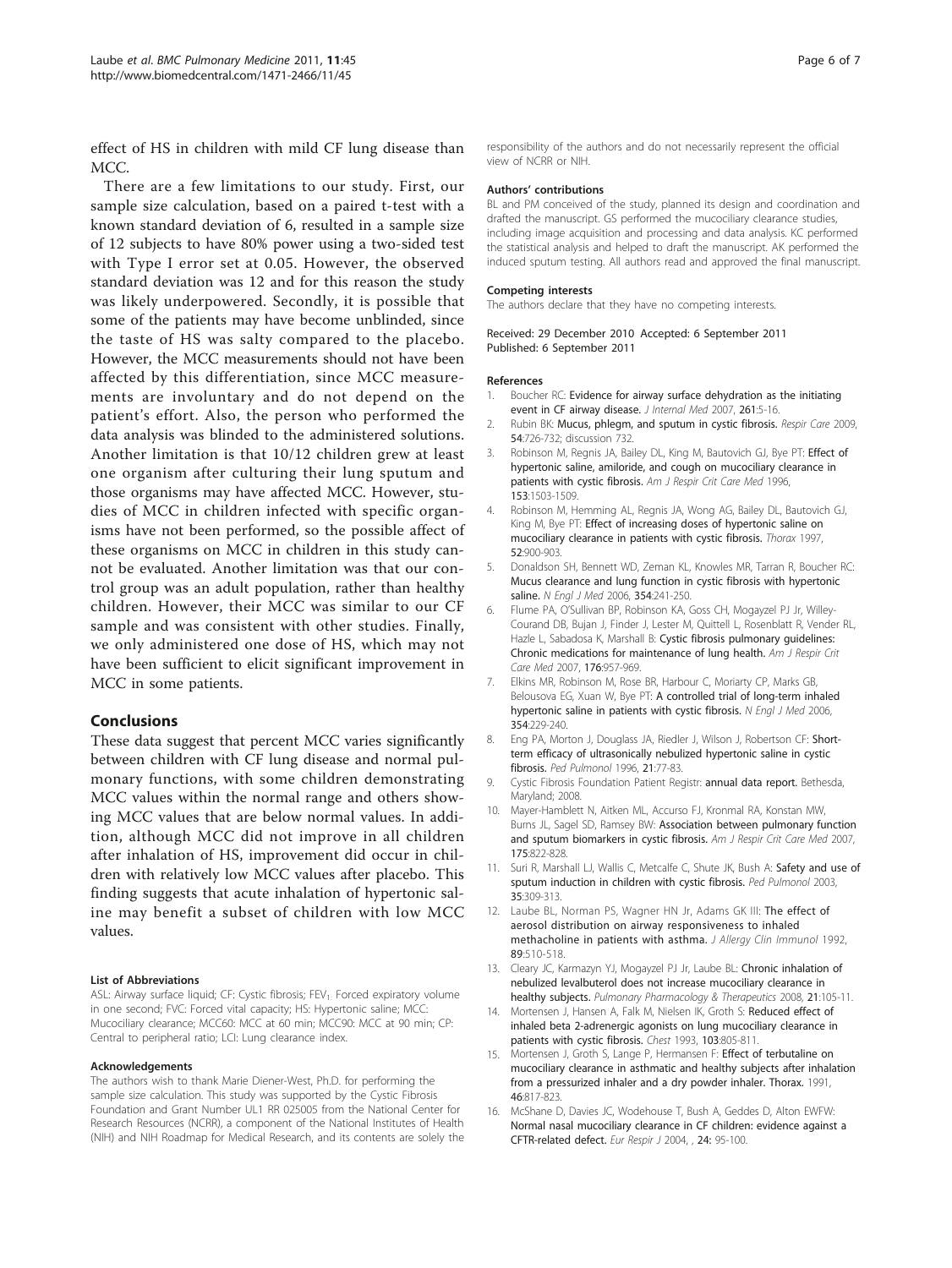effect of HS in children with mild CF lung disease than MCC.

There are a few limitations to our study. First, our sample size calculation, based on a paired t-test with a known standard deviation of 6, resulted in a sample size of 12 subjects to have 80% power using a two-sided test with Type I error set at 0.05. However, the observed standard deviation was 12 and for this reason the study was likely underpowered. Secondly, it is possible that some of the patients may have become unblinded, since the taste of HS was salty compared to the placebo. However, the MCC measurements should not have been affected by this differentiation, since MCC measurements are involuntary and do not depend on the patient's effort. Also, the person who performed the data analysis was blinded to the administered solutions. Another limitation is that 10/12 children grew at least one organism after culturing their lung sputum and those organisms may have affected MCC. However, studies of MCC in children infected with specific organisms have not been performed, so the possible affect of these organisms on MCC in children in this study cannot be evaluated. Another limitation was that our control group was an adult population, rather than healthy children. However, their MCC was similar to our CF sample and was consistent with other studies. Finally, we only administered one dose of HS, which may not have been sufficient to elicit significant improvement in MCC in some patients.

## Conclusions

These data suggest that percent MCC varies significantly between children with CF lung disease and normal pulmonary functions, with some children demonstrating MCC values within the normal range and others showing MCC values that are below normal values. In addition, although MCC did not improve in all children after inhalation of HS, improvement did occur in children with relatively low MCC values after placebo. This finding suggests that acute inhalation of hypertonic saline may benefit a subset of children with low MCC values.

#### List of Abbreviations

ASL: Airway surface liquid; CF: Cystic fibrosis; $FEV_1$: Forced expiratory volume in one second; FVC: Forced vital capacity; HS: Hypertonic saline; MCC: Mucociliary clearance; MCC60: MCC at 60 min; MCC90: MCC at 90 min; CP: Central to peripheral ratio; LCI: Lung clearance index.

#### Acknowledgements

The authors wish to thank Marie Diener-West, Ph.D. for performing the sample size calculation. This study was supported by the Cystic Fibrosis Foundation and Grant Number UL1 RR 025005 from the National Center for Research Resources (NCRR), a component of the National Institutes of Health (NIH) and NIH Roadmap for Medical Research, and its contents are solely the responsibility of the authors and do not necessarily represent the official view of NCRR or NIH.

#### Authors' contributions

BL and PM conceived of the study, planned its design and coordination and drafted the manuscript. GS performed the mucociliary clearance studies, including image acquisition and processing and data analysis. KC performed the statistical analysis and helped to draft the manuscript. AK performed the induced sputum testing. All authors read and approved the final manuscript.

#### Competing interests

The authors declare that they have no competing interests.

Received: 29 December 2010 Accepted: 6 September 2011
Published: 6 September 2011

#### References

1. Boucher RC: **Evidence for airway surface dehydration as the initiating event in CF airway disease.** *J Internal Med* 2007, **261**:5-16.
2. Rubin BK: **Mucus, phlegm, and sputum in cystic fibrosis.** *Respir Care* 2009, **54**:726-732; discussion 732.
3. Robinson M, Regnis JA, Bailey DL, King M, Bautovich GJ, Bye PT: **Effect of hypertonic saline, amiloride, and cough on mucociliary clearance in patients with cystic fibrosis.** *Am J Respir Crit Care Med* 1996, **153**:1503-1509.
4. Robinson M, Hemming AL, Regnis JA, Wong AG, Bailey DL, Bautovich GJ, King M, Bye PT: **Effect of increasing doses of hypertonic saline on mucociliary clearance in patients with cystic fibrosis.** *Thorax* 1997, **52**:900-903.
5. Donaldson SH, Bennett WD, Zeman KL, Knowles MR, Tarran R, Boucher RC: **Mucus clearance and lung function in cystic fibrosis with hypertonic saline.** *N Engl J Med* 2006, **354**:241-250.
6. Flume PA, O'Sullivan BP, Robinson KA, Goss CH, Mogayzel PJ Jr, Willey-Courand DB, Bujan J, Finder J, Lester M, Quittell L, Rosenblatt R, Vender RL, Hazle L, Sabadosa K, Marshall B: **Cystic fibrosis pulmonary guidelines: Chronic medications for maintenance of lung health.** *Am J Respir Crit Care Med* 2007, **176**:957-969.
7. Elkins MR, Robinson M, Rose BR, Harbour C, Moriarty CP, Marks GB, Belousova EG, Xuan W, Bye PT: **A controlled trial of long-term inhaled hypertonic saline in patients with cystic fibrosis.** *N Engl J Med* 2006, **354**:229-240.
8. Eng PA, Morton J, Douglass JA, Riedler J, Wilson J, Robertson CF: **Short-term efficacy of ultrasonically nebulized hypertonic saline in cystic fibrosis.** *Ped Pulmonol* 1996, **21**:77-83.
9. Cystic Fibrosis Foundation Patient Registr: **annual data report.** Bethesda, Maryland; 2008.
10. Mayer-Hamblett N, Aitken ML, Accurso FJ, Kronmal RA, Konstan MW, Burns JL, Sagel SD, Ramsey BW: **Association between pulmonary function and sputum biomarkers in cystic fibrosis.** *Am J Respir Crit Care Med* 2007, **175**:822-828.
11. Suri R, Marshall LJ, Wallis C, Metcalfe C, Shute JK, Bush A: **Safety and use of sputum induction in children with cystic fibrosis.** *Ped Pulmonol* 2003, **35**:309-313.
12. Laube BL, Norman PS, Wagner HN Jr, Adams GK III: **The effect of aerosol distribution on airway responsiveness to inhaled methacholine in patients with asthma.** *J Allergy Clin Immunol* 1992, **89**:510-518.
13. Cleary JC, Karmazyn YJ, Mogayzel PJ Jr, Laube BL: **Chronic inhalation of nebulized levalbuterol does not increase mucociliary clearance in healthy subjects.** *Pulmonary Pharmacology & Therapeutics* 2008, **21**:105-11.
14. Mortensen J, Hansen A, Falk M, Nielsen IK, Groth S: **Reduced effect of inhaled beta 2-adrenergic agonists on lung mucociliary clearance in patients with cystic fibrosis.** *Chest* 1993, **103**:805-811.
15. Mortensen J, Groth S, Lange P, Hermansen F: **Effect of terbutaline on mucociliary clearance in asthmatic and healthy subjects after inhalation from a pressurized inhaler and a dry powder inhaler.** *Thorax.* 1991, **46**:817-823.
16. McShane D, Davies JC, Wodehouse T, Bush A, Geddes D, Alton EWFW: **Normal nasal mucociliary clearance in CF children: evidence against a CFTR-related defect.** *Eur Respir J* 2004, , **24**: 95-100.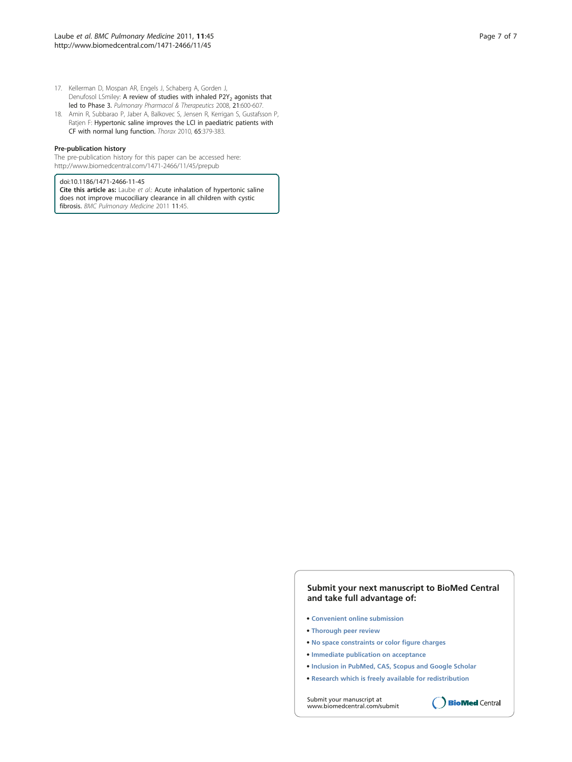17. Kellerman D, Mospan AR, Engels J, Schaberg A, Gorden J, Denufosol LSmiley: A review of studies with inhaled $P2Y_2$ agonists that led to Phase 3. *Pulmonary Pharmacol & Therapeutics* 2008, **21**:600-607.
18. Amin R, Subbarao P, Jaber A, Balkovec S, Jensen R, Kerrigan S, Gustafsson P, Ratjen F: Hypertonic saline improves the LCI in paediatric patients with CF with normal lung function. *Thorax* 2010, **65**:379-383.

**Pre-publication history**

The pre-publication history for this paper can be accessed here: http://www.biomedcentral.com/1471-2466/11/45/prepub

doi:10.1186/1471-2466-11-45

**Cite this article as:** Laube *et al.*: Acute inhalation of hypertonic saline does not improve mucociliary clearance in all children with cystic fibrosis. *BMC Pulmonary Medicine* 2011 **11**:45.

**Submit your next manuscript to BioMed Central and take full advantage of:**

- **Convenient online submission**
- **Thorough peer review**
- **No space constraints or color figure charges**
- **Immediate publication on acceptance**
- **Inclusion in PubMed, CAS, Scopus and Google Scholar**
- **Research which is freely available for redistribution**

Submit your manuscript at www.biomedcentral.com/submit

BioMed Central